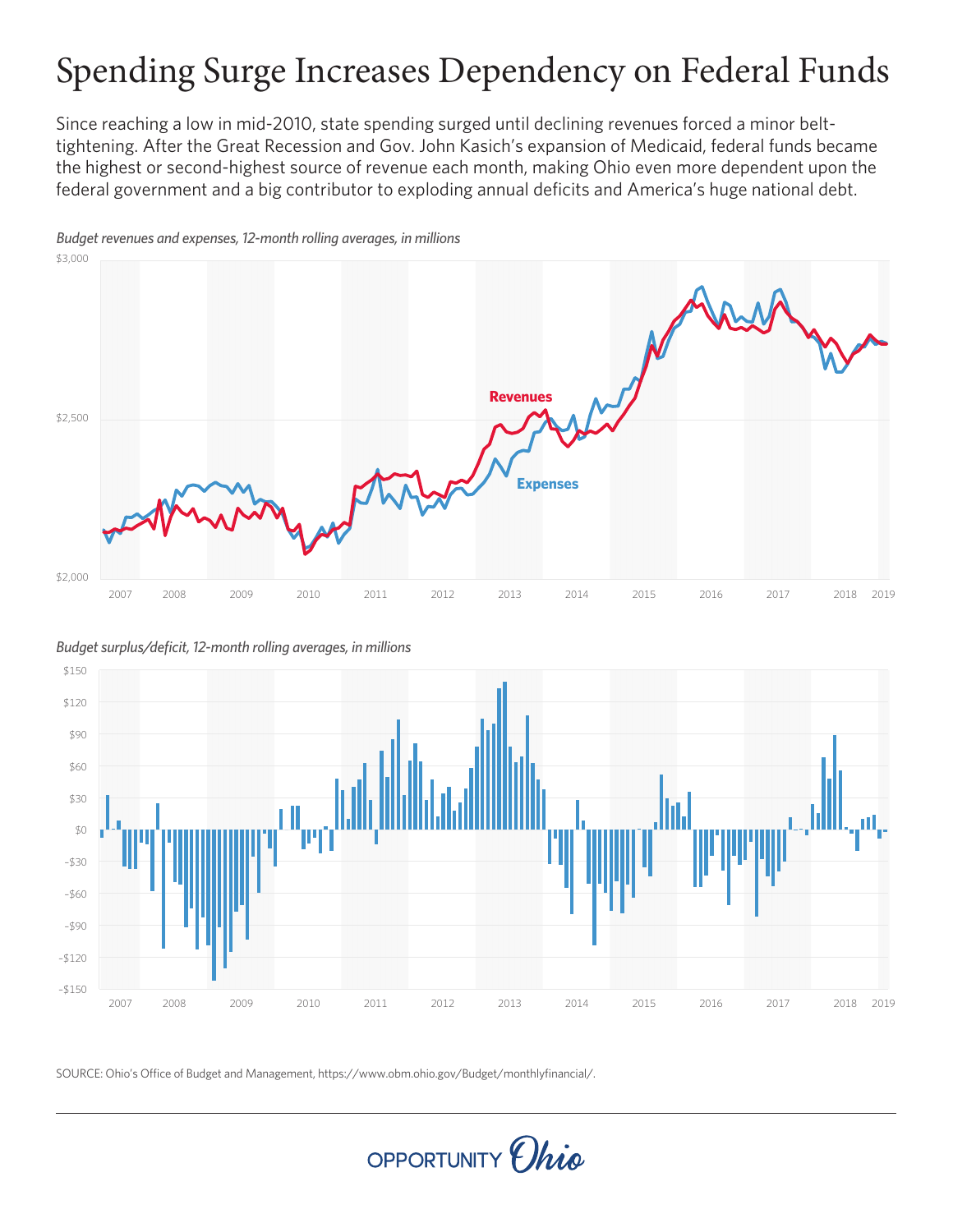# Spending Surge Increases Dependency on Federal Funds

Since reaching a low in mid-2010, state spending surged until declining revenues forced a minor belt-tightening. After the Great Recession and Gov. John Kasich's expansion of Medicaid, federal funds became the highest or second-highest source of revenue each month, making Ohio even more dependent upon the federal government and a big contributor to exploding annual deficits and America's huge national debt.

*Budget revenues and expenses, 12-month rolling averages, in millions*

*Budget surplus/deficit, 12-month rolling averages, in millions*

SOURCE: Ohio's Office of Budget and Management, https://www.obm.ohio.gov/Budget/monthlyfinancial/.

OPPORTUNITY Ohio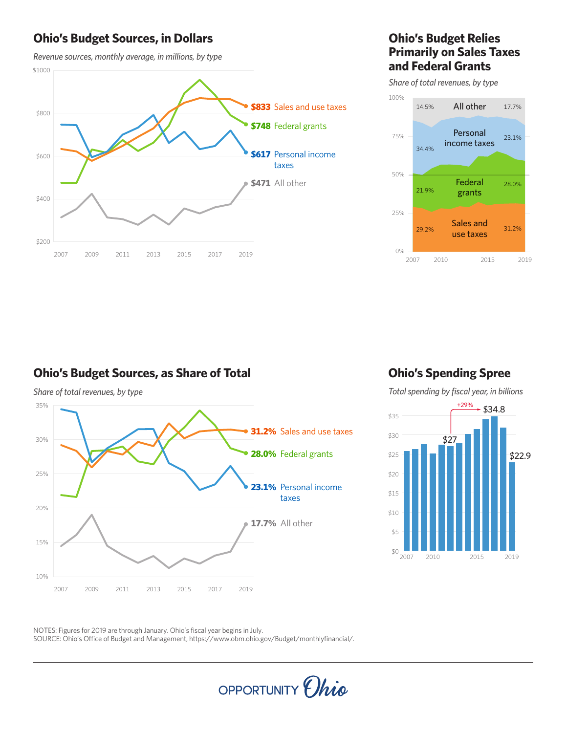## Ohio's Budget Sources, in Dollars

*Revenue sources, monthly average, in millions, by type*

$1000
$800
$600
$400
$200

2007 2009 2011 2013 2015 2017 2019

**$833** Sales and use taxes
**$748** Federal grants
**$617** Personal income taxes
**$471** All other

## Ohio's Budget Relies Primarily on Sales Taxes and Federal Grants

*Share of total revenues, by type*

100%
75%
50%
25%
0%

2007 2010 2015 2019

All other: 14.5% 17.7%
Personal income taxes: 34.4% 23.1%
Federal grants: 21.9% 28.0%
Sales and use taxes: 29.2% 31.2%

## Ohio's Budget Sources, as Share of Total

*Share of total revenues, by type*

35%
30%
25%
20%
15%
10%

2007 2009 2011 2013 2015 2017 2019

**31.2%** Sales and use taxes
**28.0%** Federal grants
**23.1%** Personal income taxes
**17.7%** All other

## Ohio's Spending Spree

*Total spending by fiscal year, in billions*

$35
$30
$25
$20
$15
$10
$5
$0

2007 2010 2015 2019

+29%
$27
$34.8
$22.9

NOTES: Figures for 2019 are through January. Ohio's fiscal year begins in July.
SOURCE: Ohio's Office of Budget and Management, https://www.obm.ohio.gov/Budget/monthlyfinancial/.

OPPORTUNITY Ohio